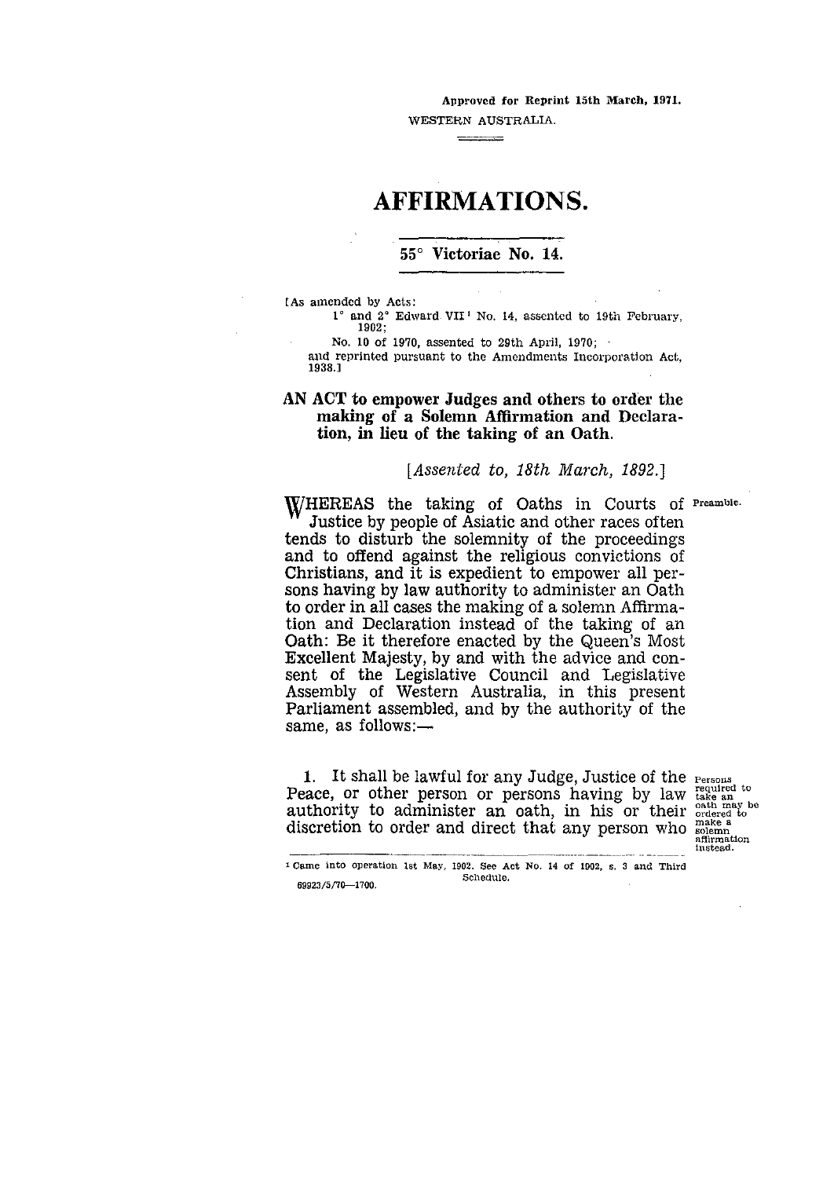Approved for Reprint 15th March, 1971.

WESTERN AUSTRALIA.

# AFFIRMATIONS.

## 55° Victoriae No. 14.

[As amended by Acts:

1° and 2° Edward VII[1] No. 14, assented to 19th February, 1902;

No. 10 of 1970, assented to 29th April, 1970;

and reprinted pursuant to the Amendments Incorporation Act, 1938.]

**AN ACT to empower Judges and others to order the making of a Solemn Affirmation and Declaration, in lieu of the taking of an Oath.**

*[Assented to, 18th March, 1892.]*

Preamble.

WHEREAS the taking of Oaths in Courts of Justice by people of Asiatic and other races often tends to disturb the solemnity of the proceedings and to offend against the religious convictions of Christians, and it is expedient to empower all persons having by law authority to administer an Oath to order in all cases the making of a solemn Affirmation and Declaration instead of the taking of an Oath: Be it therefore enacted by the Queen's Most Excellent Majesty, by and with the advice and consent of the Legislative Council and Legislative Assembly of Western Australia, in this present Parliament assembled, and by the authority of the same, as follows:—

Persons required to take an oath may be ordered to make a solemn affirmation instead.

1. It shall be lawful for any Judge, Justice of the Peace, or other person or persons having by law authority to administer an oath, in his or their discretion to order and direct that any person who

[1] Came into operation 1st May, 1902. See Act No. 14 of 1902, s. 3 and Third Schedule.

69923/5/70—1700.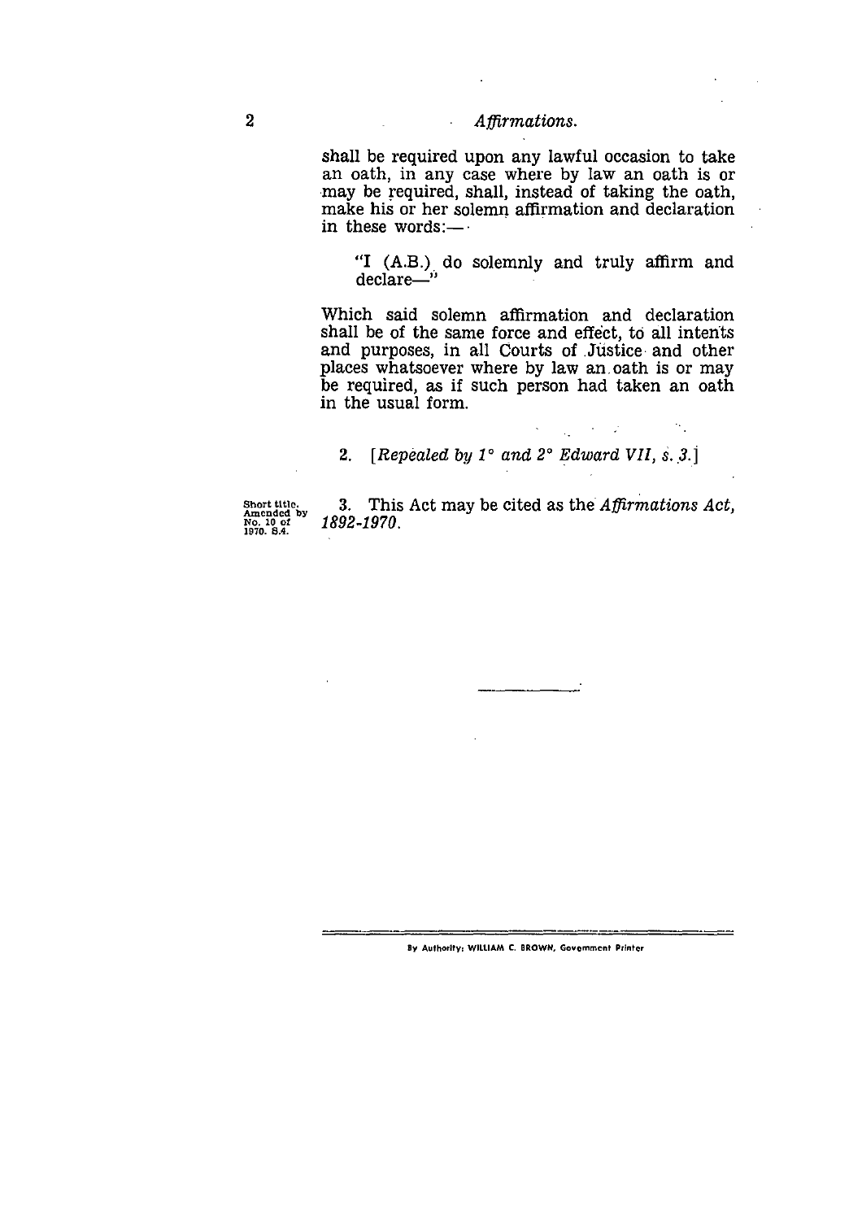shall be required upon any lawful occasion to take an oath, in any case where by law an oath is or may be required, shall, instead of taking the oath, make his or her solemn affirmation and declaration in these words:—

> "I (A.B.) do solemnly and truly affirm and declare—"

Which said solemn affirmation and declaration shall be of the same force and effect, to all intents and purposes, in all Courts of Justice and other places whatsoever where by law an oath is or may be required, as if such person had taken an oath in the usual form.

2. [*Repealed by 1° and 2° Edward VII, s. 3.*]

Short title. Amended by No. 10 of 1970. S.4.

3. This Act may be cited as the *Affirmations Act, 1892-1970.*

---

By Authority: WILLIAM C. BROWN, Government Printer